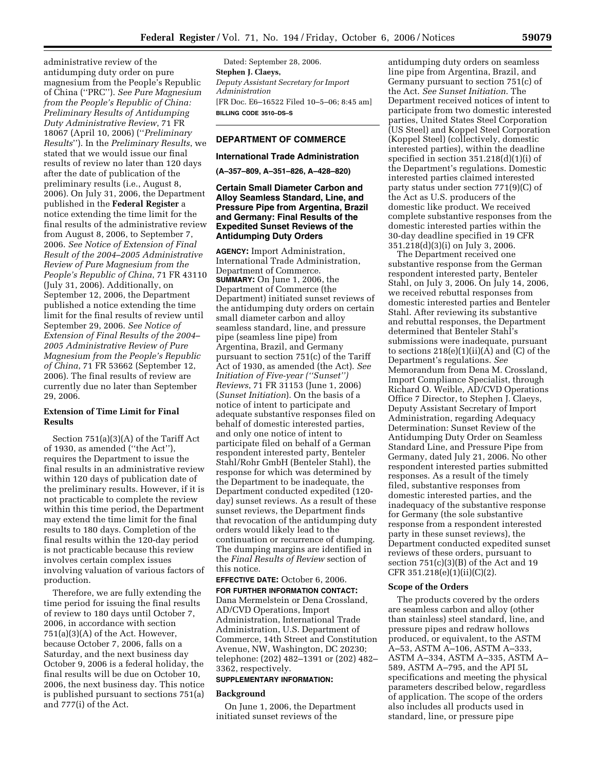administrative review of the antidumping duty order on pure magnesium from the People's Republic of China (''PRC''). *See Pure Magnesium from the People's Republic of China: Preliminary Results of Antidumping Duty Administrative Review*, 71 FR 18067 (April 10, 2006) (''*Preliminary Results*''). In the *Preliminary Results*, we stated that we would issue our final results of review no later than 120 days after the date of publication of the preliminary results (i.e., August 8, 2006). On July 31, 2006, the Department published in the **Federal Register** a notice extending the time limit for the final results of the administrative review from August 8, 2006, to September 7, 2006. *See Notice of Extension of Final Result of the 2004–2005 Administrative Review of Pure Magnesium from the People's Republic of China*, 71 FR 43110 (July 31, 2006). Additionally, on September 12, 2006, the Department published a notice extending the time limit for the final results of review until September 29, 2006. *See Notice of Extension of Final Results of the 2004–2005 Administrative Review of Pure Magnesium from the People's Republic of China*, 71 FR 53662 (September 12, 2006). The final results of review are currently due no later than September 29, 2006.

### Extension of Time Limit for Final Results

Section 751(a)(3)(A) of the Tariff Act of 1930, as amended (''the Act''), requires the Department to issue the final results in an administrative review within 120 days of publication date of the preliminary results. However, if it is not practicable to complete the review within this time period, the Department may extend the time limit for the final results to 180 days. Completion of the final results within the 120-day period is not practicable because this review involves certain complex issues involving valuation of various factors of production.

Therefore, we are fully extending the time period for issuing the final results of review to 180 days until October 7, 2006, in accordance with section 751(a)(3)(A) of the Act. However, because October 7, 2006, falls on a Saturday, and the next business day October 9, 2006 is a federal holiday, the final results will be due on October 10, 2006, the next business day. This notice is published pursuant to sections 751(a) and 777(i) of the Act.

Dated: September 28, 2006.

**Stephen J. Claeys,**

*Deputy Assistant Secretary for Import Administration*

[FR Doc. E6–16522 Filed 10–5–06; 8:45 am]

**BILLING CODE 3510–DS–S**

---

## DEPARTMENT OF COMMERCE

### International Trade Administration

**(A–357–809, A–351–826, A–428–820)**

### Certain Small Diameter Carbon and Alloy Seamless Standard, Line, and Pressure Pipe from Argentina, Brazil and Germany: Final Results of the Expedited Sunset Reviews of the Antidumping Duty Orders

**AGENCY:** Import Administration, International Trade Administration, Department of Commerce.

**SUMMARY:** On June 1, 2006, the Department of Commerce (the Department) initiated sunset reviews of the antidumping duty orders on certain small diameter carbon and alloy seamless standard, line, and pressure pipe (seamless line pipe) from Argentina, Brazil, and Germany pursuant to section 751(c) of the Tariff Act of 1930, as amended (the Act). *See Initiation of Five-year (''Sunset'') Reviews*, 71 FR 31153 (June 1, 2006) (*Sunset Initiation*). On the basis of a notice of intent to participate and adequate substantive responses filed on behalf of domestic interested parties, and only one notice of intent to participate filed on behalf of a German respondent interested party, Benteler Stahl/Rohr GmbH (Benteler Stahl), the response for which was determined by the Department to be inadequate, the Department conducted expedited (120-day) sunset reviews. As a result of these sunset reviews, the Department finds that revocation of the antidumping duty orders would likely lead to the continuation or recurrence of dumping. The dumping margins are identified in the *Final Results of Review* section of this notice.

**EFFECTIVE DATE:** October 6, 2006.

**FOR FURTHER INFORMATION CONTACT:** Dana Mermelstein or Dena Crossland, AD/CVD Operations, Import Administration, International Trade Administration, U.S. Department of Commerce, 14th Street and Constitution Avenue, NW, Washington, DC 20230; telephone: (202) 482–1391 or (202) 482–3362, respectively.

**SUPPLEMENTARY INFORMATION:**

### Background

On June 1, 2006, the Department initiated sunset reviews of the antidumping duty orders on seamless line pipe from Argentina, Brazil, and Germany pursuant to section 751(c) of the Act. *See Sunset Initiation*. The Department received notices of intent to participate from two domestic interested parties, United States Steel Corporation (US Steel) and Koppel Steel Corporation (Koppel Steel) (collectively, domestic interested parties), within the deadline specified in section 351.218(d)(1)(i) of the Department's regulations. Domestic interested parties claimed interested party status under section 771(9)(C) of the Act as U.S. producers of the domestic like product. We received complete substantive responses from the domestic interested parties within the 30-day deadline specified in 19 CFR 351.218(d)(3)(i) on July 3, 2006.

The Department received one substantive response from the German respondent interested party, Benteler Stahl, on July 3, 2006. On July 14, 2006, we received rebuttal responses from domestic interested parties and Benteler Stahl. After reviewing its substantive and rebuttal responses, the Department determined that Benteler Stahl's submissions were inadequate, pursuant to sections 218(e)(1)(ii)(A) and (C) of the Department's regulations. *See* Memorandum from Dena M. Crossland, Import Compliance Specialist, through Richard O. Weible, AD/CVD Operations Office 7 Director, to Stephen J. Claeys, Deputy Assistant Secretary of Import Administration, regarding Adequacy Determination: Sunset Review of the Antidumping Duty Order on Seamless Standard Line, and Pressure Pipe from Germany, dated July 21, 2006. No other respondent interested parties submitted responses. As a result of the timely filed, substantive responses from domestic interested parties, and the inadequacy of the substantive response for Germany (the sole substantive response from a respondent interested party in these sunset reviews), the Department conducted expedited sunset reviews of these orders, pursuant to section 751(c)(3)(B) of the Act and 19 CFR 351.218(e)(1)(ii)(C)(2).

### Scope of the Orders

The products covered by the orders are seamless carbon and alloy (other than stainless) steel standard, line, and pressure pipes and redraw hollows produced, or equivalent, to the ASTM A–53, ASTM A–106, ASTM A–333, ASTM A–334, ASTM A–335, ASTM A–589, ASTM A–795, and the API 5L specifications and meeting the physical parameters described below, regardless of application. The scope of the orders also includes all products used in standard, line, or pressure pipe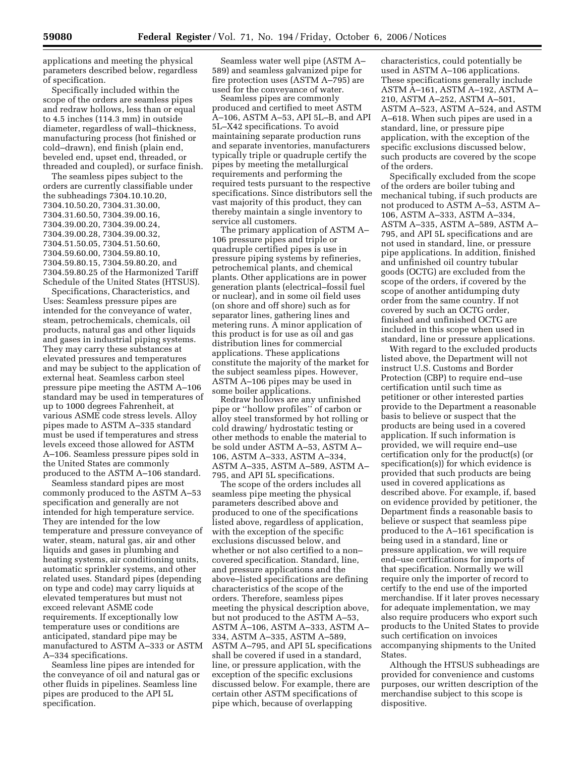applications and meeting the physical parameters described below, regardless of specification.

Specifically included within the scope of the orders are seamless pipes and redraw hollows, less than or equal to 4.5 inches (114.3 mm) in outside diameter, regardless of wall–thickness, manufacturing process (hot finished or cold–drawn), end finish (plain end, beveled end, upset end, threaded, or threaded and coupled), or surface finish.

The seamless pipes subject to the orders are currently classifiable under the subheadings 7304.10.10.20, 7304.10.50.20, 7304.31.30.00, 7304.31.60.50, 7304.39.00.16, 7304.39.00.20, 7304.39.00.24, 7304.39.00.28, 7304.39.00.32, 7304.51.50.05, 7304.51.50.60, 7304.59.60.00, 7304.59.80.10, 7304.59.80.15, 7304.59.80.20, and 7304.59.80.25 of the Harmonized Tariff Schedule of the United States (HTSUS).

Specifications, Characteristics, and Uses: Seamless pressure pipes are intended for the conveyance of water, steam, petrochemicals, chemicals, oil products, natural gas and other liquids and gases in industrial piping systems. They may carry these substances at elevated pressures and temperatures and may be subject to the application of external heat. Seamless carbon steel pressure pipe meeting the ASTM A–106 standard may be used in temperatures of up to 1000 degrees Fahrenheit, at various ASME code stress levels. Alloy pipes made to ASTM A–335 standard must be used if temperatures and stress levels exceed those allowed for ASTM A–106. Seamless pressure pipes sold in the United States are commonly produced to the ASTM A–106 standard.

Seamless standard pipes are most commonly produced to the ASTM A–53 specification and generally are not intended for high temperature service. They are intended for the low temperature and pressure conveyance of water, steam, natural gas, air and other liquids and gases in plumbing and heating systems, air conditioning units, automatic sprinkler systems, and other related uses. Standard pipes (depending on type and code) may carry liquids at elevated temperatures but must not exceed relevant ASME code requirements. If exceptionally low temperature uses or conditions are anticipated, standard pipe may be manufactured to ASTM A–333 or ASTM A–334 specifications.

Seamless line pipes are intended for the conveyance of oil and natural gas or other fluids in pipelines. Seamless line pipes are produced to the API 5L specification.

Seamless water well pipe (ASTM A–589) and seamless galvanized pipe for fire protection uses (ASTM A–795) are used for the conveyance of water.

Seamless pipes are commonly produced and certified to meet ASTM A–106, ASTM A–53, API 5L–B, and API 5L–X42 specifications. To avoid maintaining separate production runs and separate inventories, manufacturers typically triple or quadruple certify the pipes by meeting the metallurgical requirements and performing the required tests pursuant to the respective specifications. Since distributors sell the vast majority of this product, they can thereby maintain a single inventory to service all customers.

The primary application of ASTM A–106 pressure pipes and triple or quadruple certified pipes is use in pressure piping systems by refineries, petrochemical plants, and chemical plants. Other applications are in power generation plants (electrical–fossil fuel or nuclear), and in some oil field uses (on shore and off shore) such as for separator lines, gathering lines and metering runs. A minor application of this product is for use as oil and gas distribution lines for commercial applications. These applications constitute the majority of the market for the subject seamless pipes. However, ASTM A–106 pipes may be used in some boiler applications.

Redraw hollows are any unfinished pipe or ''hollow profiles'' of carbon or alloy steel transformed by hot rolling or cold drawing/ hydrostatic testing or other methods to enable the material to be sold under ASTM A–53, ASTM A–106, ASTM A–333, ASTM A–334, ASTM A–335, ASTM A–589, ASTM A–795, and API 5L specifications.

The scope of the orders includes all seamless pipe meeting the physical parameters described above and produced to one of the specifications listed above, regardless of application, with the exception of the specific exclusions discussed below, and whether or not also certified to a non–covered specification. Standard, line, and pressure applications and the above–listed specifications are defining characteristics of the scope of the orders. Therefore, seamless pipes meeting the physical description above, but not produced to the ASTM A–53, ASTM A–106, ASTM A–333, ASTM A–334, ASTM A–335, ASTM A–589, ASTM A–795, and API 5L specifications shall be covered if used in a standard, line, or pressure application, with the exception of the specific exclusions discussed below. For example, there are certain other ASTM specifications of pipe which, because of overlapping characteristics, could potentially be used in ASTM A–106 applications. These specifications generally include ASTM A–161, ASTM A–192, ASTM A–210, ASTM A–252, ASTM A–501, ASTM A–523, ASTM A–524, and ASTM A–618. When such pipes are used in a standard, line, or pressure pipe application, with the exception of the specific exclusions discussed below, such products are covered by the scope of the orders.

Specifically excluded from the scope of the orders are boiler tubing and mechanical tubing, if such products are not produced to ASTM A–53, ASTM A–106, ASTM A–333, ASTM A–334, ASTM A–335, ASTM A–589, ASTM A–795, and API 5L specifications and are not used in standard, line, or pressure pipe applications. In addition, finished and unfinished oil country tubular goods (OCTG) are excluded from the scope of the orders, if covered by the scope of another antidumping duty order from the same country. If not covered by such an OCTG order, finished and unfinished OCTG are included in this scope when used in standard, line or pressure applications.

With regard to the excluded products listed above, the Department will not instruct U.S. Customs and Border Protection (CBP) to require end–use certification until such time as petitioner or other interested parties provide to the Department a reasonable basis to believe or suspect that the products are being used in a covered application. If such information is provided, we will require end–use certification only for the product(s) (or specification(s)) for which evidence is provided that such products are being used in covered applications as described above. For example, if, based on evidence provided by petitioner, the Department finds a reasonable basis to believe or suspect that seamless pipe produced to the A–161 specification is being used in a standard, line or pressure application, we will require end–use certifications for imports of that specification. Normally we will require only the importer of record to certify to the end use of the imported merchandise. If it later proves necessary for adequate implementation, we may also require producers who export such products to the United States to provide such certification on invoices accompanying shipments to the United States.

Although the HTSUS subheadings are provided for convenience and customs purposes, our written description of the merchandise subject to this scope is dispositive.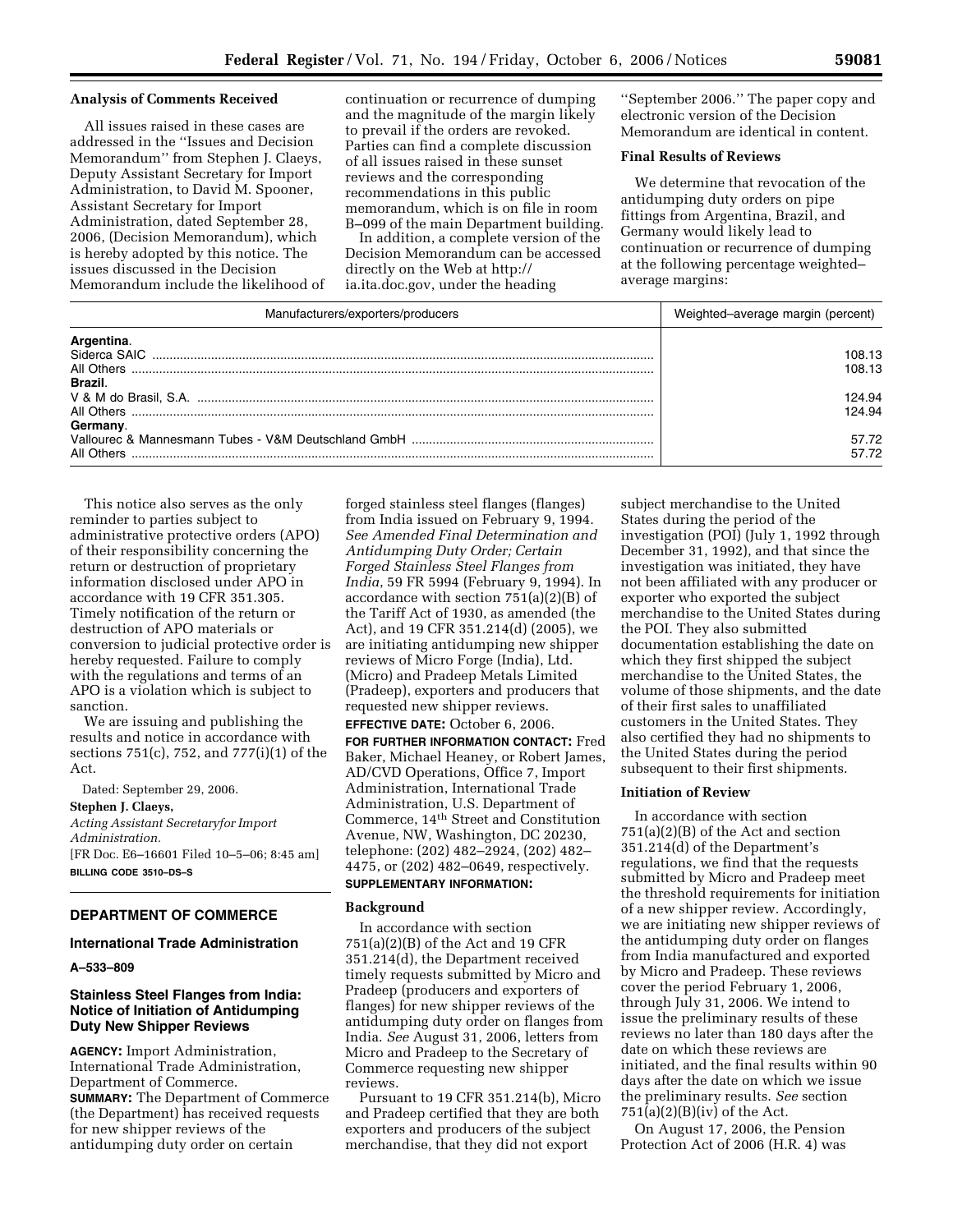### Analysis of Comments Received

All issues raised in these cases are addressed in the ''Issues and Decision Memorandum'' from Stephen J. Claeys, Deputy Assistant Secretary for Import Administration, to David M. Spooner, Assistant Secretary for Import Administration, dated September 28, 2006, (Decision Memorandum), which is hereby adopted by this notice. The issues discussed in the Decision Memorandum include the likelihood of continuation or recurrence of dumping and the magnitude of the margin likely to prevail if the orders are revoked. Parties can find a complete discussion of all issues raised in these sunset reviews and the corresponding recommendations in this public memorandum, which is on file in room B–099 of the main Department building.

In addition, a complete version of the Decision Memorandum can be accessed directly on the Web at http://ia.ita.doc.gov, under the heading ''September 2006.'' The paper copy and electronic version of the Decision Memorandum are identical in content.

### Final Results of Reviews

We determine that revocation of the antidumping duty orders on pipe fittings from Argentina, Brazil, and Germany would likely lead to continuation or recurrence of dumping at the following percentage weighted–average margins:

| Manufacturers/exporters/producers | Weighted–average margin (percent) |
| --- | --- |
| **Argentina**. | |
| Siderca SAIC | 108.13 |
| All Others | 108.13 |
| **Brazil**. | |
| V & M do Brasil, S.A. | 124.94 |
| All Others | 124.94 |
| **Germany**. | |
| Vallourec & Mannesmann Tubes - V&M Deutschland GmbH | 57.72 |
| All Others | 57.72 |

This notice also serves as the only reminder to parties subject to administrative protective orders (APO) of their responsibility concerning the return or destruction of proprietary information disclosed under APO in accordance with 19 CFR 351.305. Timely notification of the return or destruction of APO materials or conversion to judicial protective order is hereby requested. Failure to comply with the regulations and terms of an APO is a violation which is subject to sanction.

We are issuing and publishing the results and notice in accordance with sections 751(c), 752, and 777(i)(1) of the Act.

Dated: September 29, 2006.

**Stephen J. Claeys,**

*Acting Assistant Secretaryfor Import Administration.*

[FR Doc. E6–16601 Filed 10–5–06; 8:45 am]

**BILLING CODE 3510–DS–S**

---

## DEPARTMENT OF COMMERCE

### International Trade Administration

**A–533–809**

### Stainless Steel Flanges from India: Notice of Initiation of Antidumping Duty New Shipper Reviews

**AGENCY:** Import Administration, International Trade Administration, Department of Commerce.

**SUMMARY:** The Department of Commerce (the Department) has received requests for new shipper reviews of the antidumping duty order on certain forged stainless steel flanges (flanges) from India issued on February 9, 1994. *See Amended Final Determination and Antidumping Duty Order; Certain Forged Stainless Steel Flanges from India*, 59 FR 5994 (February 9, 1994). In accordance with section 751(a)(2)(B) of the Tariff Act of 1930, as amended (the Act), and 19 CFR 351.214(d) (2005), we are initiating antidumping new shipper reviews of Micro Forge (India), Ltd. (Micro) and Pradeep Metals Limited (Pradeep), exporters and producers that requested new shipper reviews.

**EFFECTIVE DATE:** October 6, 2006.

**FOR FURTHER INFORMATION CONTACT:** Fred Baker, Michael Heaney, or Robert James, AD/CVD Operations, Office 7, Import Administration, International Trade Administration, U.S. Department of Commerce, 14th Street and Constitution Avenue, NW, Washington, DC 20230, telephone: (202) 482–2924, (202) 482–4475, or (202) 482–0649, respectively.

**SUPPLEMENTARY INFORMATION:**

### Background

In accordance with section 751(a)(2)(B) of the Act and 19 CFR 351.214(d), the Department received timely requests submitted by Micro and Pradeep (producers and exporters of flanges) for new shipper reviews of the antidumping duty order on flanges from India. *See* August 31, 2006, letters from Micro and Pradeep to the Secretary of Commerce requesting new shipper reviews.

Pursuant to 19 CFR 351.214(b), Micro and Pradeep certified that they are both exporters and producers of the subject merchandise, that they did not export subject merchandise to the United States during the period of the investigation (POI) (July 1, 1992 through December 31, 1992), and that since the investigation was initiated, they have not been affiliated with any producer or exporter who exported the subject merchandise to the United States during the POI. They also submitted documentation establishing the date on which they first shipped the subject merchandise to the United States, the volume of those shipments, and the date of their first sales to unaffiliated customers in the United States. They also certified they had no shipments to the United States during the period subsequent to their first shipments.

### Initiation of Review

In accordance with section 751(a)(2)(B) of the Act and section 351.214(d) of the Department's regulations, we find that the requests submitted by Micro and Pradeep meet the threshold requirements for initiation of a new shipper review. Accordingly, we are initiating new shipper reviews of the antidumping duty order on flanges from India manufactured and exported by Micro and Pradeep. These reviews cover the period February 1, 2006, through July 31, 2006. We intend to issue the preliminary results of these reviews no later than 180 days after the date on which these reviews are initiated, and the final results within 90 days after the date on which we issue the preliminary results. *See* section 751(a)(2)(B)(iv) of the Act.

On August 17, 2006, the Pension Protection Act of 2006 (H.R. 4) was